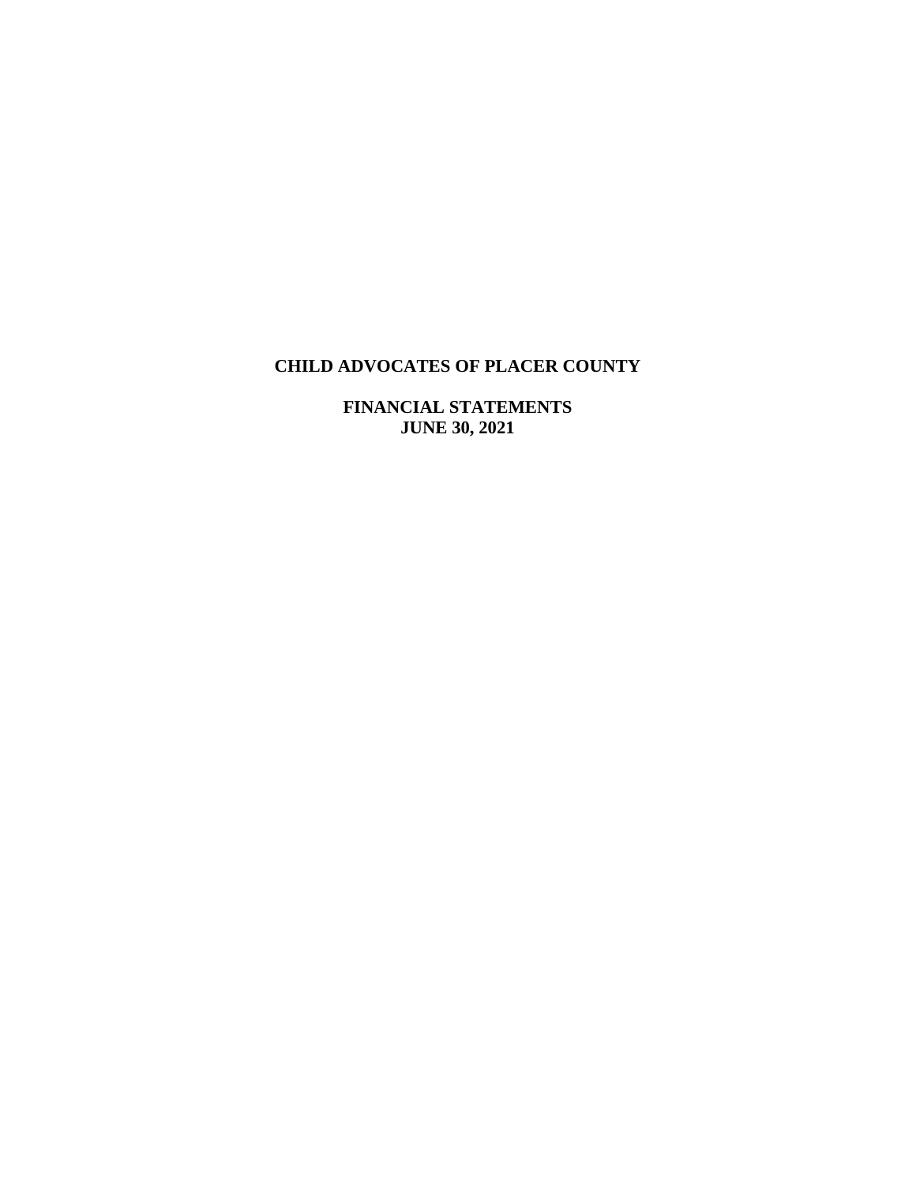# CHILD ADVOCATES OF PLACER COUNTY

## FINANCIAL STATEMENTS
## JUNE 30, 2021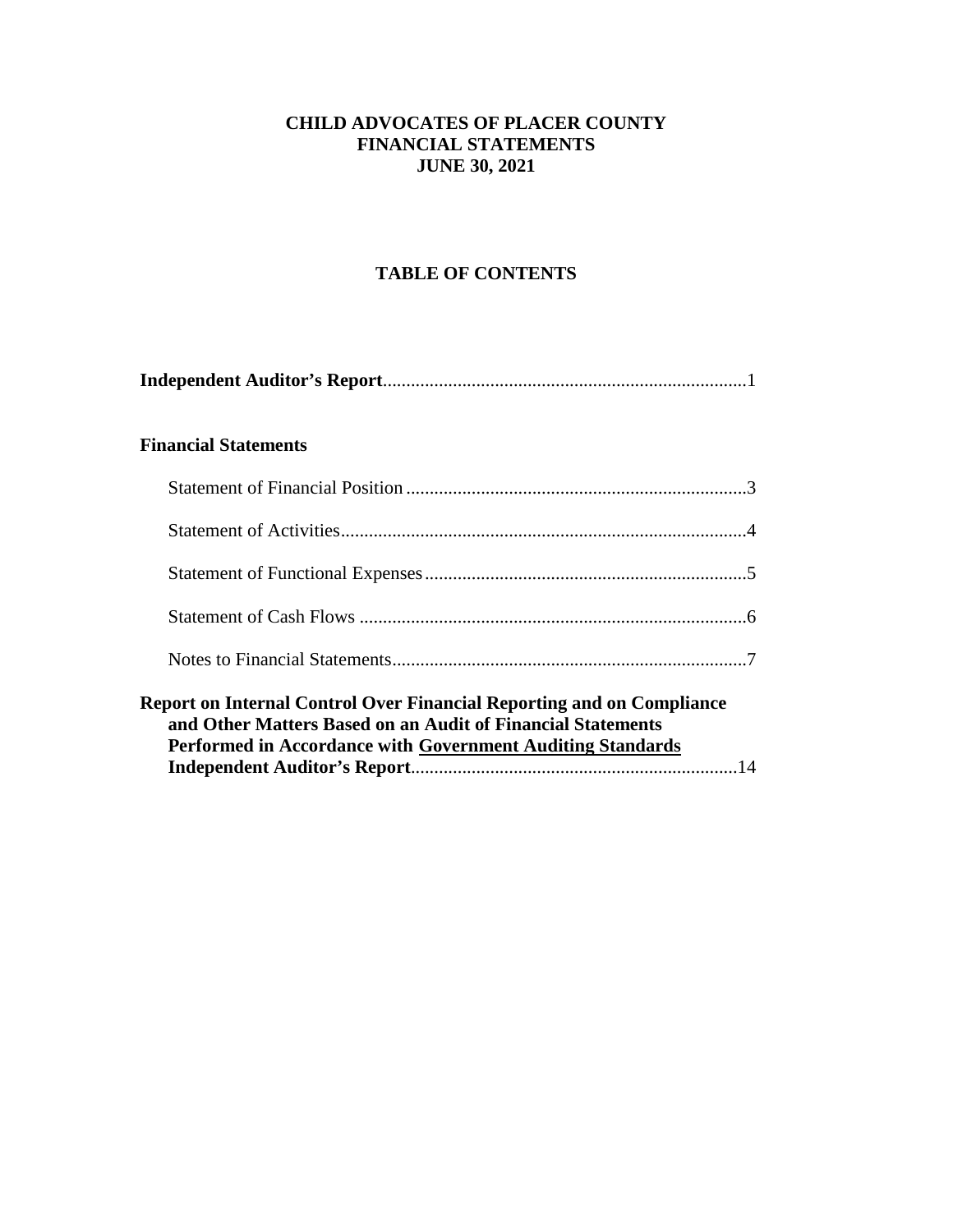# CHILD ADVOCATES OF PLACER COUNTY
# FINANCIAL STATEMENTS
# JUNE 30, 2021

## TABLE OF CONTENTS

**Independent Auditor's Report**.............................................................................1

**Financial Statements**

Statement of Financial Position .........................................................................3

Statement of Activities.......................................................................................4

Statement of Functional Expenses.....................................................................5

Statement of Cash Flows ...................................................................................6

Notes to Financial Statements............................................................................7

**Report on Internal Control Over Financial Reporting and on Compliance and Other Matters Based on an Audit of Financial Statements Performed in Accordance with Government Auditing Standards Independent Auditor's Report**......................................................................14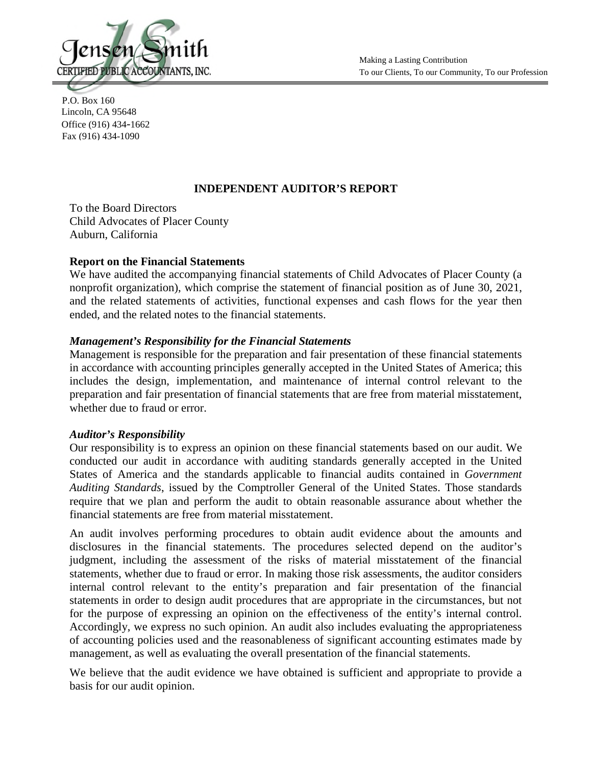Jensen Smith
CERTIFIED PUBLIC ACCOUNTANTS, INC.

Making a Lasting Contribution
To our Clients, To our Community, To our Profession

P.O. Box 160
Lincoln, CA 95648
Office (916) 434-1662
Fax (916) 434-1090

## INDEPENDENT AUDITOR'S REPORT

To the Board Directors
Child Advocates of Placer County
Auburn, California

### Report on the Financial Statements

We have audited the accompanying financial statements of Child Advocates of Placer County (a nonprofit organization), which comprise the statement of financial position as of June 30, 2021, and the related statements of activities, functional expenses and cash flows for the year then ended, and the related notes to the financial statements.

#### *Management's Responsibility for the Financial Statements*

Management is responsible for the preparation and fair presentation of these financial statements in accordance with accounting principles generally accepted in the United States of America; this includes the design, implementation, and maintenance of internal control relevant to the preparation and fair presentation of financial statements that are free from material misstatement, whether due to fraud or error.

#### *Auditor's Responsibility*

Our responsibility is to express an opinion on these financial statements based on our audit. We conducted our audit in accordance with auditing standards generally accepted in the United States of America and the standards applicable to financial audits contained in *Government Auditing Standards*, issued by the Comptroller General of the United States. Those standards require that we plan and perform the audit to obtain reasonable assurance about whether the financial statements are free from material misstatement.

An audit involves performing procedures to obtain audit evidence about the amounts and disclosures in the financial statements. The procedures selected depend on the auditor's judgment, including the assessment of the risks of material misstatement of the financial statements, whether due to fraud or error. In making those risk assessments, the auditor considers internal control relevant to the entity's preparation and fair presentation of the financial statements in order to design audit procedures that are appropriate in the circumstances, but not for the purpose of expressing an opinion on the effectiveness of the entity's internal control. Accordingly, we express no such opinion. An audit also includes evaluating the appropriateness of accounting policies used and the reasonableness of significant accounting estimates made by management, as well as evaluating the overall presentation of the financial statements.

We believe that the audit evidence we have obtained is sufficient and appropriate to provide a basis for our audit opinion.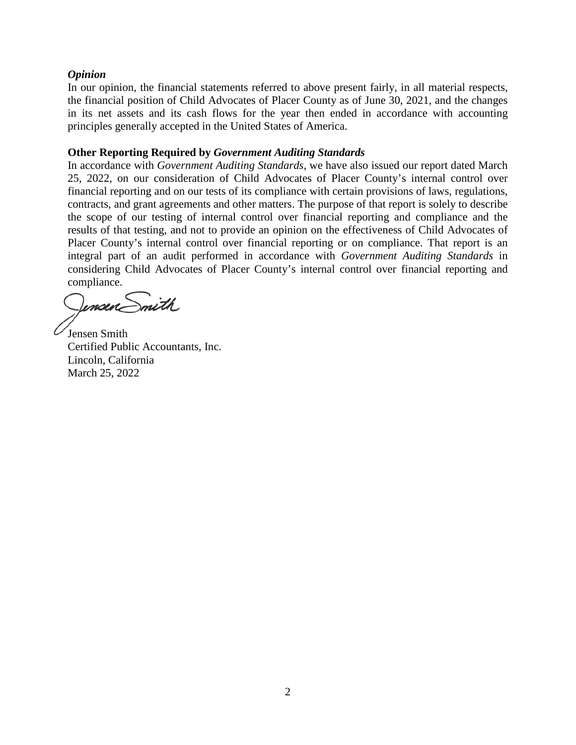***Opinion***

In our opinion, the financial statements referred to above present fairly, in all material respects, the financial position of Child Advocates of Placer County as of June 30, 2021, and the changes in its net assets and its cash flows for the year then ended in accordance with accounting principles generally accepted in the United States of America.

**Other Reporting Required by *Government Auditing Standards***

In accordance with *Government Auditing Standards*, we have also issued our report dated March 25, 2022, on our consideration of Child Advocates of Placer County's internal control over financial reporting and on our tests of its compliance with certain provisions of laws, regulations, contracts, and grant agreements and other matters. The purpose of that report is solely to describe the scope of our testing of internal control over financial reporting and compliance and the results of that testing, and not to provide an opinion on the effectiveness of Child Advocates of Placer County's internal control over financial reporting or on compliance. That report is an integral part of an audit performed in accordance with *Government Auditing Standards* in considering Child Advocates of Placer County's internal control over financial reporting and compliance.

Jensen Smith

Jensen Smith  
Certified Public Accountants, Inc.  
Lincoln, California  
March 25, 2022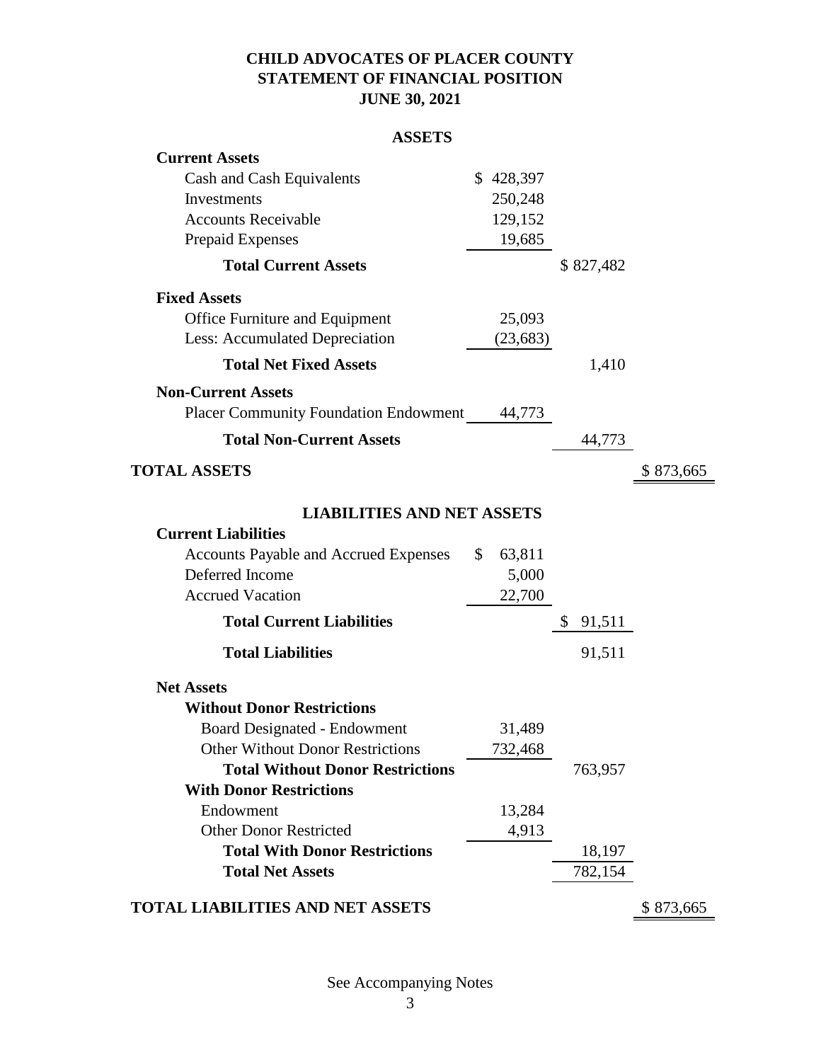# CHILD ADVOCATES OF PLACER COUNTY
## STATEMENT OF FINANCIAL POSITION
### JUNE 30, 2021

| ASSETS | | | |
|---|---|---|---|
| **Current Assets** | | | |
| Cash and Cash Equivalents | $ 428,397 | | |
| Investments | 250,248 | | |
| Accounts Receivable | 129,152 | | |
| Prepaid Expenses | 19,685 | | |
| **Total Current Assets** | | $ 827,482 | |
| **Fixed Assets** | | | |
| Office Furniture and Equipment | 25,093 | | |
| Less: Accumulated Depreciation | (23,683) | | |
| **Total Net Fixed Assets** | | 1,410 | |
| **Non-Current Assets** | | | |
| Placer Community Foundation Endowment | 44,773 | | |
| **Total Non-Current Assets** | | 44,773 | |
| **TOTAL ASSETS** | | | $ 873,665 |

| LIABILITIES AND NET ASSETS | | | |
|---|---|---|---|
| **Current Liabilities** | | | |
| Accounts Payable and Accrued Expenses | $ 63,811 | | |
| Deferred Income | 5,000 | | |
| Accrued Vacation | 22,700 | | |
| **Total Current Liabilities** | | $ 91,511 | |
| **Total Liabilities** | | 91,511 | |
| **Net Assets** | | | |
| **Without Donor Restrictions** | | | |
| Board Designated - Endowment | 31,489 | | |
| Other Without Donor Restrictions | 732,468 | | |
| **Total Without Donor Restrictions** | | 763,957 | |
| **With Donor Restrictions** | | | |
| Endowment | 13,284 | | |
| Other Donor Restricted | 4,913 | | |
| **Total With Donor Restrictions** | | 18,197 | |
| **Total Net Assets** | | 782,154 | |
| **TOTAL LIABILITIES AND NET ASSETS** | | | $ 873,665 |

See Accompanying Notes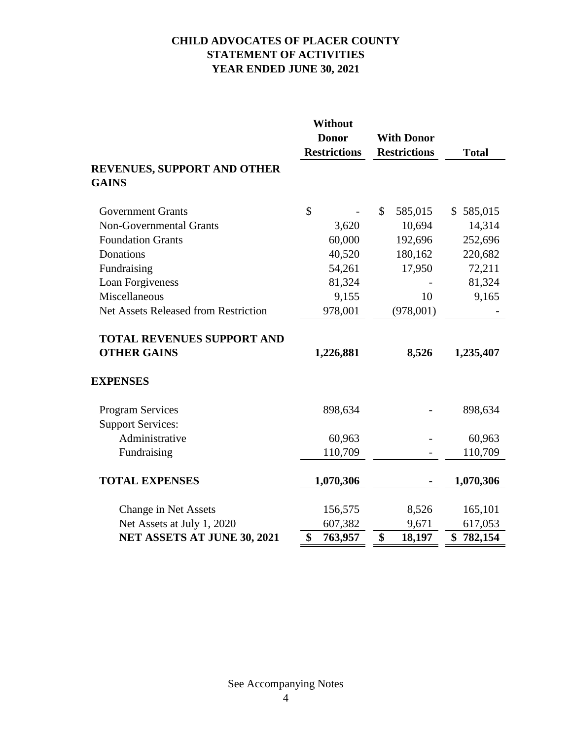# CHILD ADVOCATES OF PLACER COUNTY
## STATEMENT OF ACTIVITIES
## YEAR ENDED JUNE 30, 2021

| | Without Donor Restrictions | With Donor Restrictions | Total |
|---|---|---|---|
| **REVENUES, SUPPORT AND OTHER GAINS** | | | |
| Government Grants | $ - | $ 585,015 | $ 585,015 |
| Non-Governmental Grants | 3,620 | 10,694 | 14,314 |
| Foundation Grants | 60,000 | 192,696 | 252,696 |
| Donations | 40,520 | 180,162 | 220,682 |
| Fundraising | 54,261 | 17,950 | 72,211 |
| Loan Forgiveness | 81,324 | - | 81,324 |
| Miscellaneous | 9,155 | 10 | 9,165 |
| Net Assets Released from Restriction | 978,001 | (978,001) | - |
| **TOTAL REVENUES SUPPORT AND OTHER GAINS** | **1,226,881** | **8,526** | **1,235,407** |
| **EXPENSES** | | | |
| Program Services | 898,634 | - | 898,634 |
| Support Services: | | | |
| Administrative | 60,963 | - | 60,963 |
| Fundraising | 110,709 | - | 110,709 |
| **TOTAL EXPENSES** | **1,070,306** | **-** | **1,070,306** |
| Change in Net Assets | 156,575 | 8,526 | 165,101 |
| Net Assets at July 1, 2020 | 607,382 | 9,671 | 617,053 |
| **NET ASSETS AT JUNE 30, 2021** | **$ 763,957** | **$ 18,197** | **$ 782,154** |

See Accompanying Notes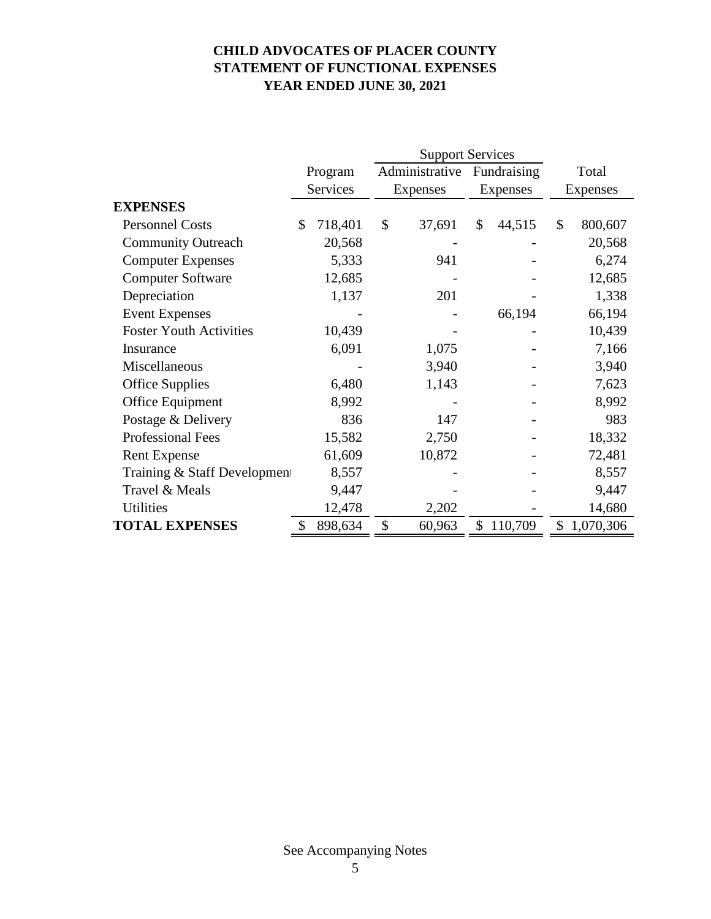# CHILD ADVOCATES OF PLACER COUNTY
## STATEMENT OF FUNCTIONAL EXPENSES
### YEAR ENDED JUNE 30, 2021

| | Program Services | Support Services | | Total Expenses |
|---|---|---|---|---|
| | | Administrative Expenses | Fundraising Expenses | |
| **EXPENSES** | | | | |
| Personnel Costs | $ 718,401 | $ 37,691 | $ 44,515 | $ 800,607 |
| Community Outreach | 20,568 | - | - | 20,568 |
| Computer Expenses | 5,333 | 941 | - | 6,274 |
| Computer Software | 12,685 | - | - | 12,685 |
| Depreciation | 1,137 | 201 | - | 1,338 |
| Event Expenses | - | - | 66,194 | 66,194 |
| Foster Youth Activities | 10,439 | - | - | 10,439 |
| Insurance | 6,091 | 1,075 | - | 7,166 |
| Miscellaneous | - | 3,940 | - | 3,940 |
| Office Supplies | 6,480 | 1,143 | - | 7,623 |
| Office Equipment | 8,992 | - | - | 8,992 |
| Postage & Delivery | 836 | 147 | - | 983 |
| Professional Fees | 15,582 | 2,750 | - | 18,332 |
| Rent Expense | 61,609 | 10,872 | - | 72,481 |
| Training & Staff Development | 8,557 | - | - | 8,557 |
| Travel & Meals | 9,447 | - | - | 9,447 |
| Utilities | 12,478 | 2,202 | - | 14,680 |
| **TOTAL EXPENSES** | $ 898,634 | $ 60,963 | $ 110,709 | $ 1,070,306 |

See Accompanying Notes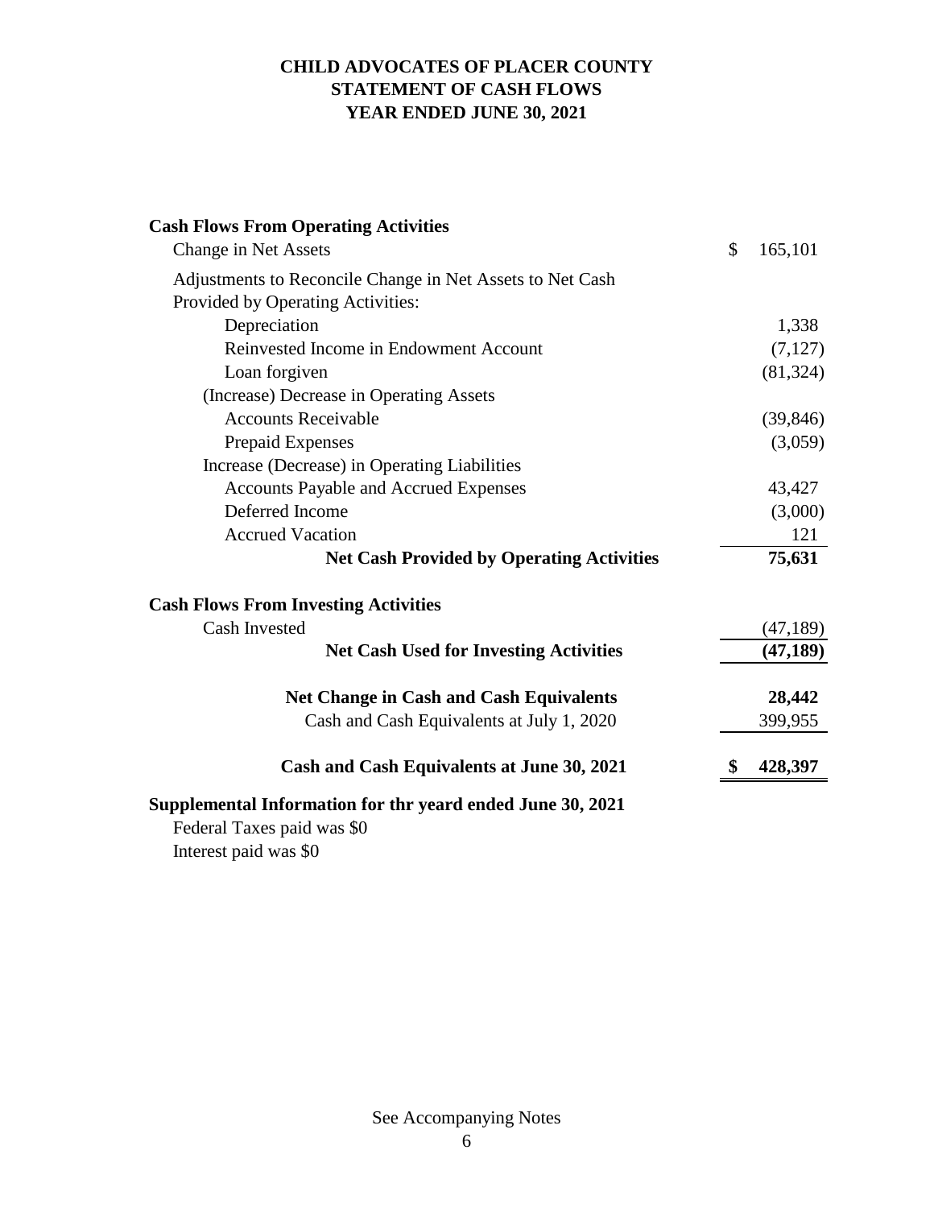# CHILD ADVOCATES OF PLACER COUNTY
# STATEMENT OF CASH FLOWS
# YEAR ENDED JUNE 30, 2021

| | |
|---|---|
| **Cash Flows From Operating Activities** | |
| Change in Net Assets | $ 165,101 |
| Adjustments to Reconcile Change in Net Assets to Net Cash Provided by Operating Activities: | |
| Depreciation | 1,338 |
| Reinvested Income in Endowment Account | (7,127) |
| Loan forgiven | (81,324) |
| (Increase) Decrease in Operating Assets | |
| Accounts Receivable | (39,846) |
| Prepaid Expenses | (3,059) |
| Increase (Decrease) in Operating Liabilities | |
| Accounts Payable and Accrued Expenses | 43,427 |
| Deferred Income | (3,000) |
| Accrued Vacation | 121 |
| **Net Cash Provided by Operating Activities** | **75,631** |
| **Cash Flows From Investing Activities** | |
| Cash Invested | (47,189) |
| **Net Cash Used for Investing Activities** | **(47,189)** |
| **Net Change in Cash and Cash Equivalents** | **28,442** |
| Cash and Cash Equivalents at July 1, 2020 | 399,955 |
| **Cash and Cash Equivalents at June 30, 2021** | **$ 428,397** |

**Supplemental Information for thr yeard ended June 30, 2021**

Federal Taxes paid was $0

Interest paid was $0

See Accompanying Notes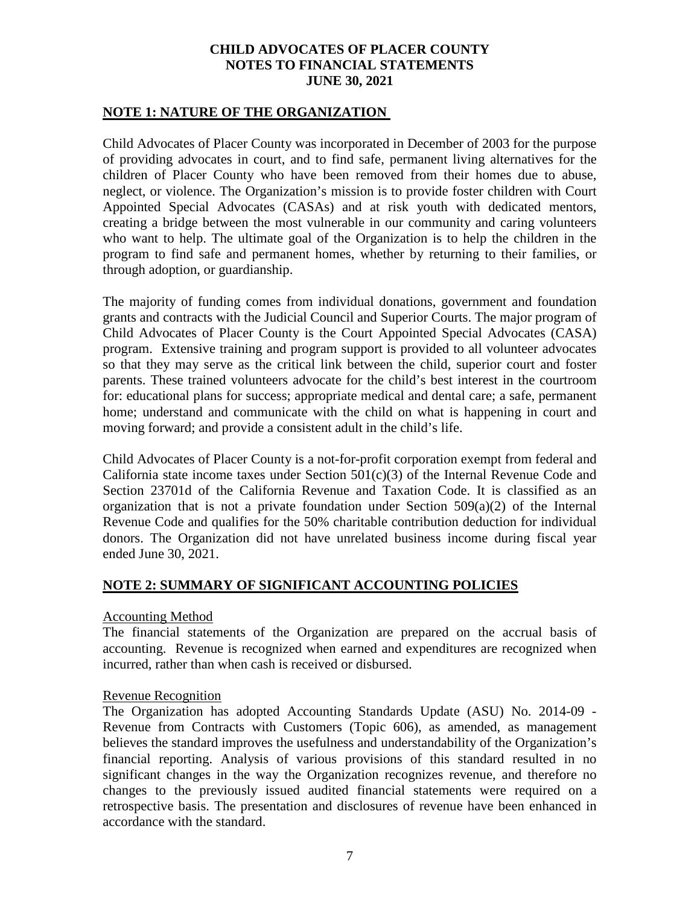**CHILD ADVOCATES OF PLACER COUNTY**
**NOTES TO FINANCIAL STATEMENTS**
**JUNE 30, 2021**

## NOTE 1: NATURE OF THE ORGANIZATION

Child Advocates of Placer County was incorporated in December of 2003 for the purpose of providing advocates in court, and to find safe, permanent living alternatives for the children of Placer County who have been removed from their homes due to abuse, neglect, or violence. The Organization's mission is to provide foster children with Court Appointed Special Advocates (CASAs) and at risk youth with dedicated mentors, creating a bridge between the most vulnerable in our community and caring volunteers who want to help. The ultimate goal of the Organization is to help the children in the program to find safe and permanent homes, whether by returning to their families, or through adoption, or guardianship.

The majority of funding comes from individual donations, government and foundation grants and contracts with the Judicial Council and Superior Courts. The major program of Child Advocates of Placer County is the Court Appointed Special Advocates (CASA) program. Extensive training and program support is provided to all volunteer advocates so that they may serve as the critical link between the child, superior court and foster parents. These trained volunteers advocate for the child's best interest in the courtroom for: educational plans for success; appropriate medical and dental care; a safe, permanent home; understand and communicate with the child on what is happening in court and moving forward; and provide a consistent adult in the child's life.

Child Advocates of Placer County is a not-for-profit corporation exempt from federal and California state income taxes under Section 501(c)(3) of the Internal Revenue Code and Section 23701d of the California Revenue and Taxation Code. It is classified as an organization that is not a private foundation under Section 509(a)(2) of the Internal Revenue Code and qualifies for the 50% charitable contribution deduction for individual donors. The Organization did not have unrelated business income during fiscal year ended June 30, 2021.

## NOTE 2: SUMMARY OF SIGNIFICANT ACCOUNTING POLICIES

### Accounting Method

The financial statements of the Organization are prepared on the accrual basis of accounting. Revenue is recognized when earned and expenditures are recognized when incurred, rather than when cash is received or disbursed.

### Revenue Recognition

The Organization has adopted Accounting Standards Update (ASU) No. 2014-09 - Revenue from Contracts with Customers (Topic 606), as amended, as management believes the standard improves the usefulness and understandability of the Organization's financial reporting. Analysis of various provisions of this standard resulted in no significant changes in the way the Organization recognizes revenue, and therefore no changes to the previously issued audited financial statements were required on a retrospective basis. The presentation and disclosures of revenue have been enhanced in accordance with the standard.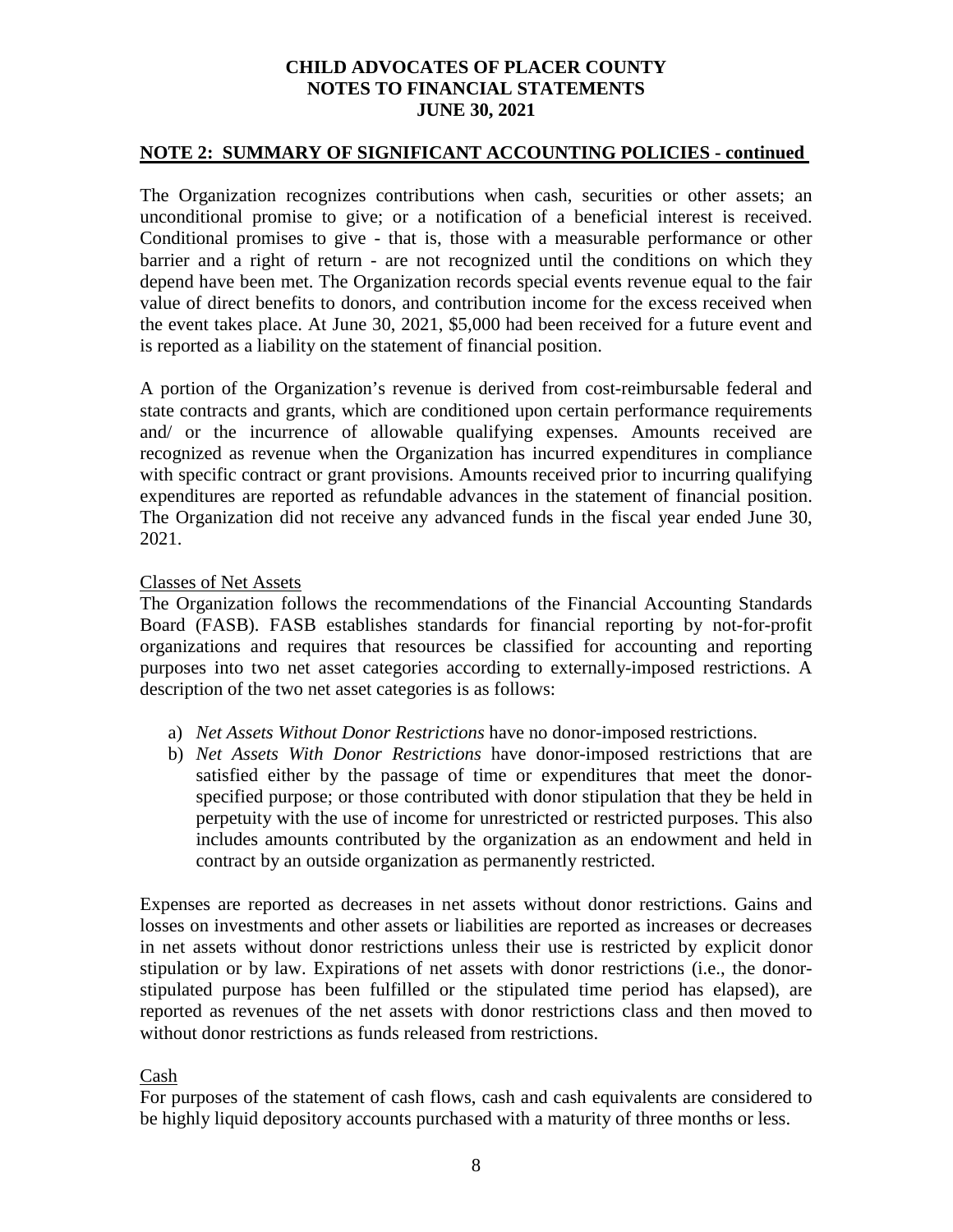**CHILD ADVOCATES OF PLACER COUNTY**
**NOTES TO FINANCIAL STATEMENTS**
**JUNE 30, 2021**

## NOTE 2: SUMMARY OF SIGNIFICANT ACCOUNTING POLICIES - continued

The Organization recognizes contributions when cash, securities or other assets; an unconditional promise to give; or a notification of a beneficial interest is received. Conditional promises to give - that is, those with a measurable performance or other barrier and a right of return - are not recognized until the conditions on which they depend have been met. The Organization records special events revenue equal to the fair value of direct benefits to donors, and contribution income for the excess received when the event takes place. At June 30, 2021, $5,000 had been received for a future event and is reported as a liability on the statement of financial position.

A portion of the Organization's revenue is derived from cost-reimbursable federal and state contracts and grants, which are conditioned upon certain performance requirements and/ or the incurrence of allowable qualifying expenses. Amounts received are recognized as revenue when the Organization has incurred expenditures in compliance with specific contract or grant provisions. Amounts received prior to incurring qualifying expenditures are reported as refundable advances in the statement of financial position. The Organization did not receive any advanced funds in the fiscal year ended June 30, 2021.

### Classes of Net Assets

The Organization follows the recommendations of the Financial Accounting Standards Board (FASB). FASB establishes standards for financial reporting by not-for-profit organizations and requires that resources be classified for accounting and reporting purposes into two net asset categories according to externally-imposed restrictions. A description of the two net asset categories is as follows:

a) *Net Assets Without Donor Restrictions* have no donor-imposed restrictions.
b) *Net Assets With Donor Restrictions* have donor-imposed restrictions that are satisfied either by the passage of time or expenditures that meet the donor-specified purpose; or those contributed with donor stipulation that they be held in perpetuity with the use of income for unrestricted or restricted purposes. This also includes amounts contributed by the organization as an endowment and held in contract by an outside organization as permanently restricted.

Expenses are reported as decreases in net assets without donor restrictions. Gains and losses on investments and other assets or liabilities are reported as increases or decreases in net assets without donor restrictions unless their use is restricted by explicit donor stipulation or by law. Expirations of net assets with donor restrictions (i.e., the donor-stipulated purpose has been fulfilled or the stipulated time period has elapsed), are reported as revenues of the net assets with donor restrictions class and then moved to without donor restrictions as funds released from restrictions.

### Cash

For purposes of the statement of cash flows, cash and cash equivalents are considered to be highly liquid depository accounts purchased with a maturity of three months or less.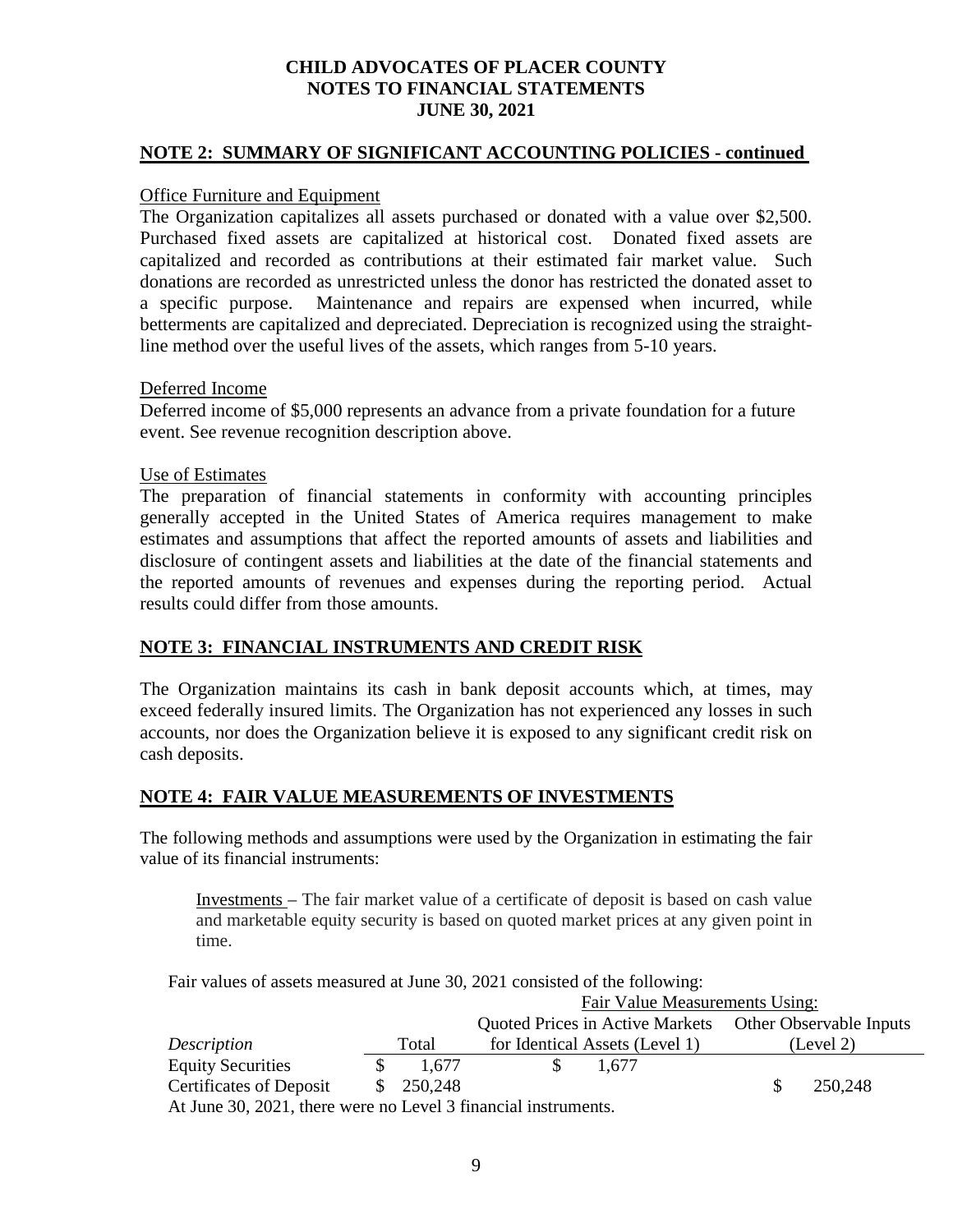**CHILD ADVOCATES OF PLACER COUNTY**
**NOTES TO FINANCIAL STATEMENTS**
**JUNE 30, 2021**

## NOTE 2: SUMMARY OF SIGNIFICANT ACCOUNTING POLICIES - continued

Office Furniture and Equipment

The Organization capitalizes all assets purchased or donated with a value over $2,500. Purchased fixed assets are capitalized at historical cost. Donated fixed assets are capitalized and recorded as contributions at their estimated fair market value. Such donations are recorded as unrestricted unless the donor has restricted the donated asset to a specific purpose. Maintenance and repairs are expensed when incurred, while betterments are capitalized and depreciated. Depreciation is recognized using the straight-line method over the useful lives of the assets, which ranges from 5-10 years.

Deferred Income

Deferred income of $5,000 represents an advance from a private foundation for a future event. See revenue recognition description above.

Use of Estimates

The preparation of financial statements in conformity with accounting principles generally accepted in the United States of America requires management to make estimates and assumptions that affect the reported amounts of assets and liabilities and disclosure of contingent assets and liabilities at the date of the financial statements and the reported amounts of revenues and expenses during the reporting period. Actual results could differ from those amounts.

## NOTE 3: FINANCIAL INSTRUMENTS AND CREDIT RISK

The Organization maintains its cash in bank deposit accounts which, at times, may exceed federally insured limits. The Organization has not experienced any losses in such accounts, nor does the Organization believe it is exposed to any significant credit risk on cash deposits.

## NOTE 4: FAIR VALUE MEASUREMENTS OF INVESTMENTS

The following methods and assumptions were used by the Organization in estimating the fair value of its financial instruments:

> Investments – The fair market value of a certificate of deposit is based on cash value and marketable equity security is based on quoted market prices at any given point in time.

Fair values of assets measured at June 30, 2021 consisted of the following:

| | | Fair Value Measurements Using: | |
|---|---|---|---|
| *Description* | Total | Quoted Prices in Active Markets for Identical Assets (Level 1) | Other Observable Inputs (Level 2) |
| Equity Securities | $ 1,677 | $ 1,677 | |
| Certificates of Deposit | $ 250,248 | | $ 250,248 |

At June 30, 2021, there were no Level 3 financial instruments.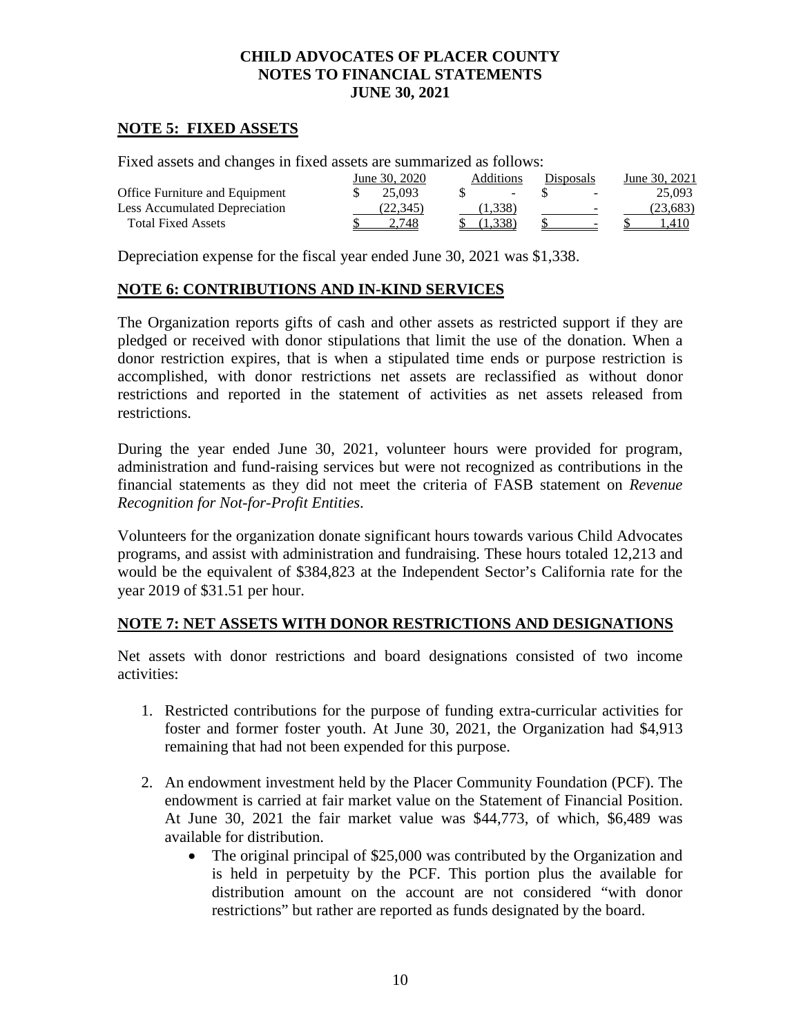**CHILD ADVOCATES OF PLACER COUNTY**
**NOTES TO FINANCIAL STATEMENTS**
**JUNE 30, 2021**

## NOTE 5: FIXED ASSETS

Fixed assets and changes in fixed assets are summarized as follows:

| | June 30, 2020 | Additions | Disposals | June 30, 2021 |
|---|---|---|---|---|
| Office Furniture and Equipment | $ 25,093 | $ - | $ - | 25,093 |
| Less Accumulated Depreciation | (22,345) | (1,338) | - | (23,683) |
| Total Fixed Assets | $ 2,748 | $ (1,338) | $ - | $ 1,410 |

Depreciation expense for the fiscal year ended June 30, 2021 was $1,338.

## NOTE 6: CONTRIBUTIONS AND IN-KIND SERVICES

The Organization reports gifts of cash and other assets as restricted support if they are pledged or received with donor stipulations that limit the use of the donation. When a donor restriction expires, that is when a stipulated time ends or purpose restriction is accomplished, with donor restrictions net assets are reclassified as without donor restrictions and reported in the statement of activities as net assets released from restrictions.

During the year ended June 30, 2021, volunteer hours were provided for program, administration and fund-raising services but were not recognized as contributions in the financial statements as they did not meet the criteria of FASB statement on *Revenue Recognition for Not-for-Profit Entities*.

Volunteers for the organization donate significant hours towards various Child Advocates programs, and assist with administration and fundraising. These hours totaled 12,213 and would be the equivalent of $384,823 at the Independent Sector's California rate for the year 2019 of $31.51 per hour.

## NOTE 7: NET ASSETS WITH DONOR RESTRICTIONS AND DESIGNATIONS

Net assets with donor restrictions and board designations consisted of two income activities:

1. Restricted contributions for the purpose of funding extra-curricular activities for foster and former foster youth. At June 30, 2021, the Organization had $4,913 remaining that had not been expended for this purpose.

2. An endowment investment held by the Placer Community Foundation (PCF). The endowment is carried at fair market value on the Statement of Financial Position. At June 30, 2021 the fair market value was $44,773, of which, $6,489 was available for distribution.
   - The original principal of $25,000 was contributed by the Organization and is held in perpetuity by the PCF. This portion plus the available for distribution amount on the account are not considered "with donor restrictions" but rather are reported as funds designated by the board.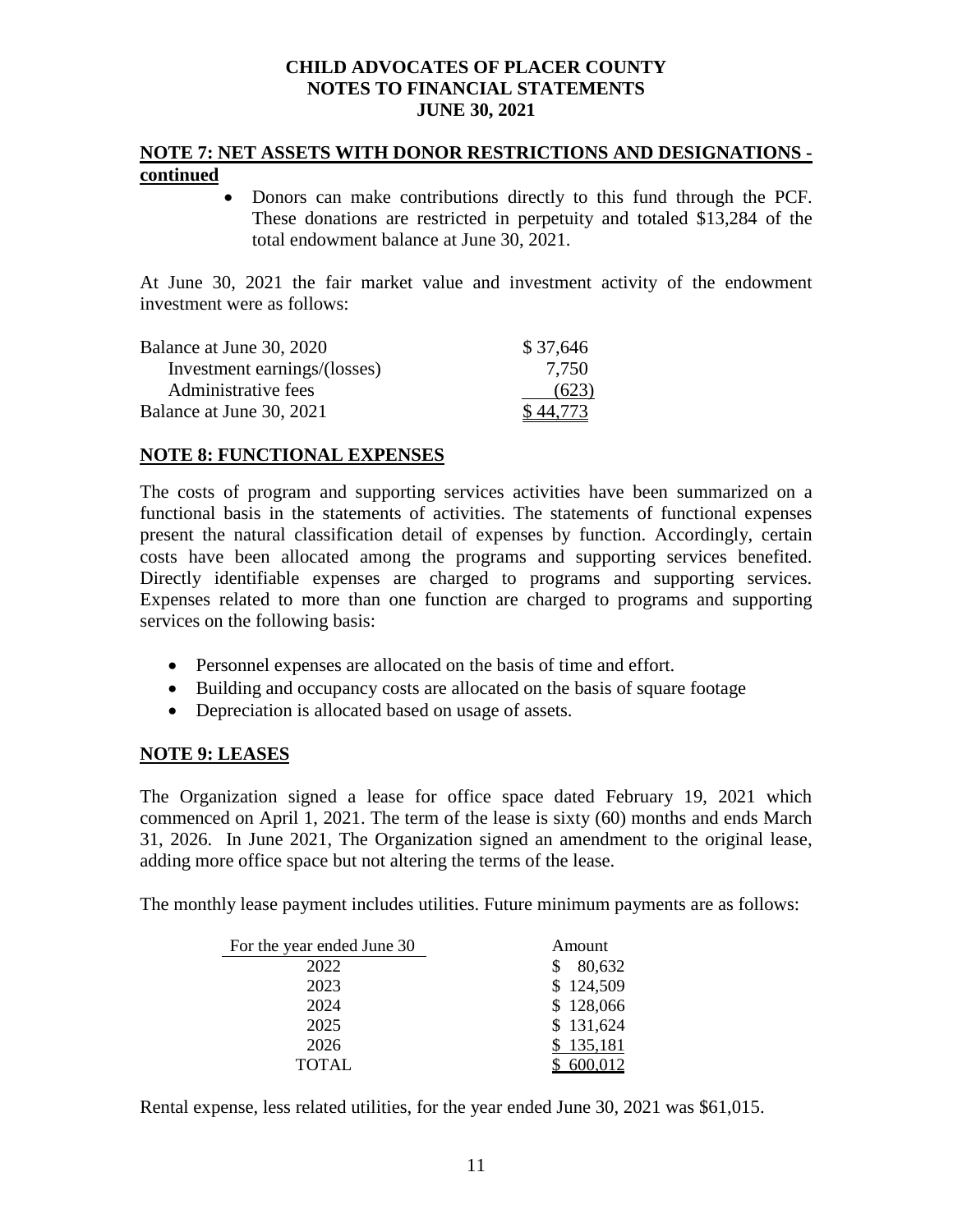**CHILD ADVOCATES OF PLACER COUNTY**
**NOTES TO FINANCIAL STATEMENTS**
**JUNE 30, 2021**

## NOTE 7: NET ASSETS WITH DONOR RESTRICTIONS AND DESIGNATIONS - continued

- Donors can make contributions directly to this fund through the PCF. These donations are restricted in perpetuity and totaled $13,284 of the total endowment balance at June 30, 2021.

At June 30, 2021 the fair market value and investment activity of the endowment investment were as follows:

| | |
|---|---|
| Balance at June 30, 2020 | $ 37,646 |
| Investment earnings/(losses) | 7,750 |
| Administrative fees | (623) |
| Balance at June 30, 2021 | $ 44,773 |

## NOTE 8: FUNCTIONAL EXPENSES

The costs of program and supporting services activities have been summarized on a functional basis in the statements of activities. The statements of functional expenses present the natural classification detail of expenses by function. Accordingly, certain costs have been allocated among the programs and supporting services benefited. Directly identifiable expenses are charged to programs and supporting services. Expenses related to more than one function are charged to programs and supporting services on the following basis:

- Personnel expenses are allocated on the basis of time and effort.
- Building and occupancy costs are allocated on the basis of square footage
- Depreciation is allocated based on usage of assets.

## NOTE 9: LEASES

The Organization signed a lease for office space dated February 19, 2021 which commenced on April 1, 2021. The term of the lease is sixty (60) months and ends March 31, 2026. In June 2021, The Organization signed an amendment to the original lease, adding more office space but not altering the terms of the lease.

The monthly lease payment includes utilities. Future minimum payments are as follows:

| For the year ended June 30 | Amount |
|---|---|
| 2022 | $ 80,632 |
| 2023 | $ 124,509 |
| 2024 | $ 128,066 |
| 2025 | $ 131,624 |
| 2026 | $ 135,181 |
| TOTAL | $ 600,012 |

Rental expense, less related utilities, for the year ended June 30, 2021 was $61,015.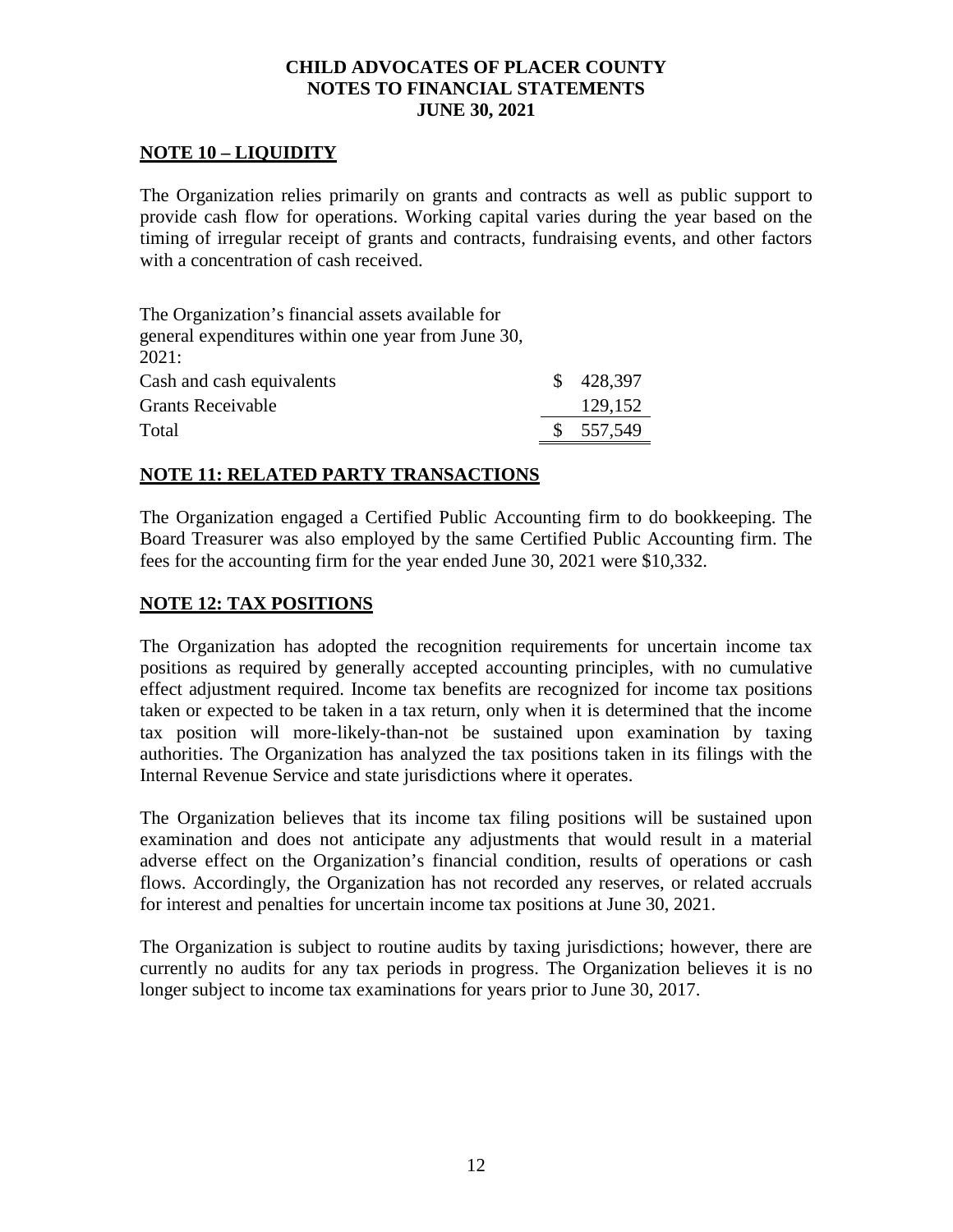**CHILD ADVOCATES OF PLACER COUNTY**
**NOTES TO FINANCIAL STATEMENTS**
**JUNE 30, 2021**

## NOTE 10 – LIQUIDITY

The Organization relies primarily on grants and contracts as well as public support to provide cash flow for operations. Working capital varies during the year based on the timing of irregular receipt of grants and contracts, fundraising events, and other factors with a concentration of cash received.

| The Organization's financial assets available for general expenditures within one year from June 30, 2021: | |
|---|---|
| Cash and cash equivalents | $ 428,397 |
| Grants Receivable | 129,152 |
| Total | $ 557,549 |

## NOTE 11: RELATED PARTY TRANSACTIONS

The Organization engaged a Certified Public Accounting firm to do bookkeeping. The Board Treasurer was also employed by the same Certified Public Accounting firm. The fees for the accounting firm for the year ended June 30, 2021 were $10,332.

## NOTE 12: TAX POSITIONS

The Organization has adopted the recognition requirements for uncertain income tax positions as required by generally accepted accounting principles, with no cumulative effect adjustment required. Income tax benefits are recognized for income tax positions taken or expected to be taken in a tax return, only when it is determined that the income tax position will more-likely-than-not be sustained upon examination by taxing authorities. The Organization has analyzed the tax positions taken in its filings with the Internal Revenue Service and state jurisdictions where it operates.

The Organization believes that its income tax filing positions will be sustained upon examination and does not anticipate any adjustments that would result in a material adverse effect on the Organization's financial condition, results of operations or cash flows. Accordingly, the Organization has not recorded any reserves, or related accruals for interest and penalties for uncertain income tax positions at June 30, 2021.

The Organization is subject to routine audits by taxing jurisdictions; however, there are currently no audits for any tax periods in progress. The Organization believes it is no longer subject to income tax examinations for years prior to June 30, 2017.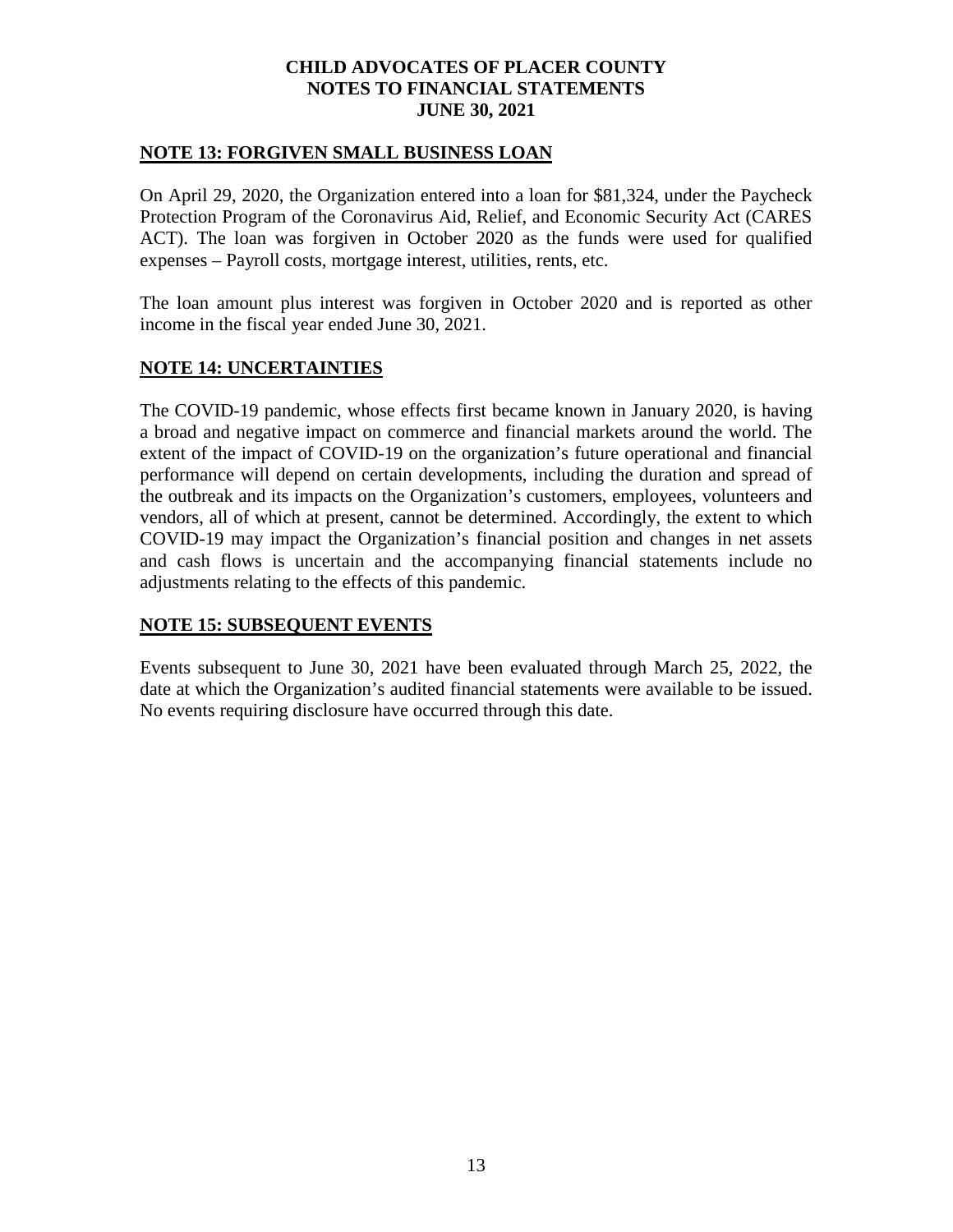# CHILD ADVOCATES OF PLACER COUNTY
# NOTES TO FINANCIAL STATEMENTS
# JUNE 30, 2021

## NOTE 13: FORGIVEN SMALL BUSINESS LOAN

On April 29, 2020, the Organization entered into a loan for $81,324, under the Paycheck Protection Program of the Coronavirus Aid, Relief, and Economic Security Act (CARES ACT). The loan was forgiven in October 2020 as the funds were used for qualified expenses – Payroll costs, mortgage interest, utilities, rents, etc.

The loan amount plus interest was forgiven in October 2020 and is reported as other income in the fiscal year ended June 30, 2021.

## NOTE 14: UNCERTAINTIES

The COVID-19 pandemic, whose effects first became known in January 2020, is having a broad and negative impact on commerce and financial markets around the world. The extent of the impact of COVID-19 on the organization's future operational and financial performance will depend on certain developments, including the duration and spread of the outbreak and its impacts on the Organization's customers, employees, volunteers and vendors, all of which at present, cannot be determined. Accordingly, the extent to which COVID-19 may impact the Organization's financial position and changes in net assets and cash flows is uncertain and the accompanying financial statements include no adjustments relating to the effects of this pandemic.

## NOTE 15: SUBSEQUENT EVENTS

Events subsequent to June 30, 2021 have been evaluated through March 25, 2022, the date at which the Organization's audited financial statements were available to be issued. No events requiring disclosure have occurred through this date.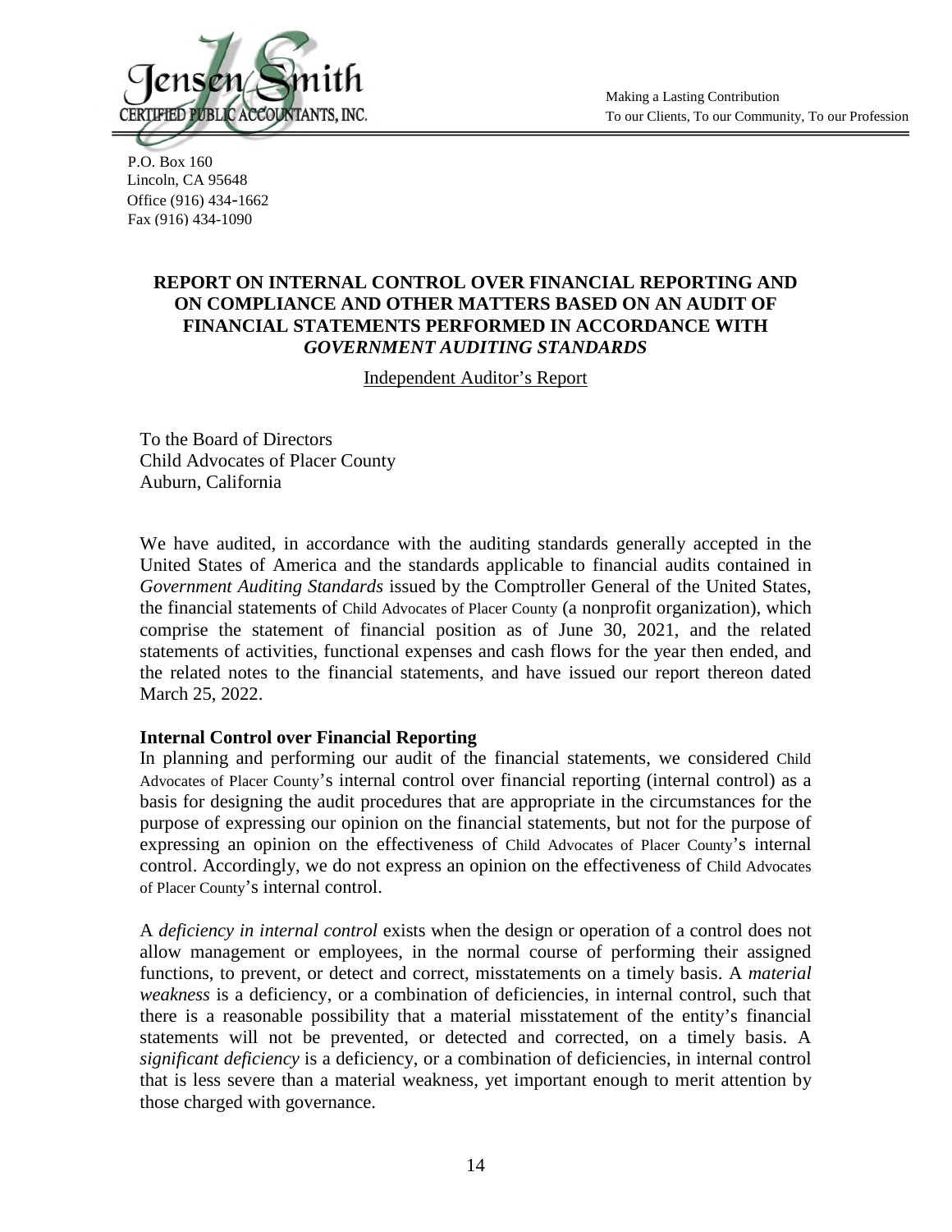Jensen Smith
CERTIFIED PUBLIC ACCOUNTANTS, INC.

Making a Lasting Contribution
To our Clients, To our Community, To our Profession

P.O. Box 160
Lincoln, CA 95648
Office (916) 434-1662
Fax (916) 434-1090

# REPORT ON INTERNAL CONTROL OVER FINANCIAL REPORTING AND ON COMPLIANCE AND OTHER MATTERS BASED ON AN AUDIT OF FINANCIAL STATEMENTS PERFORMED IN ACCORDANCE WITH *GOVERNMENT AUDITING STANDARDS*

Independent Auditor's Report

To the Board of Directors
Child Advocates of Placer County
Auburn, California

We have audited, in accordance with the auditing standards generally accepted in the United States of America and the standards applicable to financial audits contained in *Government Auditing Standards* issued by the Comptroller General of the United States, the financial statements of Child Advocates of Placer County (a nonprofit organization), which comprise the statement of financial position as of June 30, 2021, and the related statements of activities, functional expenses and cash flows for the year then ended, and the related notes to the financial statements, and have issued our report thereon dated March 25, 2022.

**Internal Control over Financial Reporting**

In planning and performing our audit of the financial statements, we considered Child Advocates of Placer County's internal control over financial reporting (internal control) as a basis for designing the audit procedures that are appropriate in the circumstances for the purpose of expressing our opinion on the financial statements, but not for the purpose of expressing an opinion on the effectiveness of Child Advocates of Placer County's internal control. Accordingly, we do not express an opinion on the effectiveness of Child Advocates of Placer County's internal control.

A *deficiency in internal control* exists when the design or operation of a control does not allow management or employees, in the normal course of performing their assigned functions, to prevent, or detect and correct, misstatements on a timely basis. A *material weakness* is a deficiency, or a combination of deficiencies, in internal control, such that there is a reasonable possibility that a material misstatement of the entity's financial statements will not be prevented, or detected and corrected, on a timely basis. A *significant deficiency* is a deficiency, or a combination of deficiencies, in internal control that is less severe than a material weakness, yet important enough to merit attention by those charged with governance.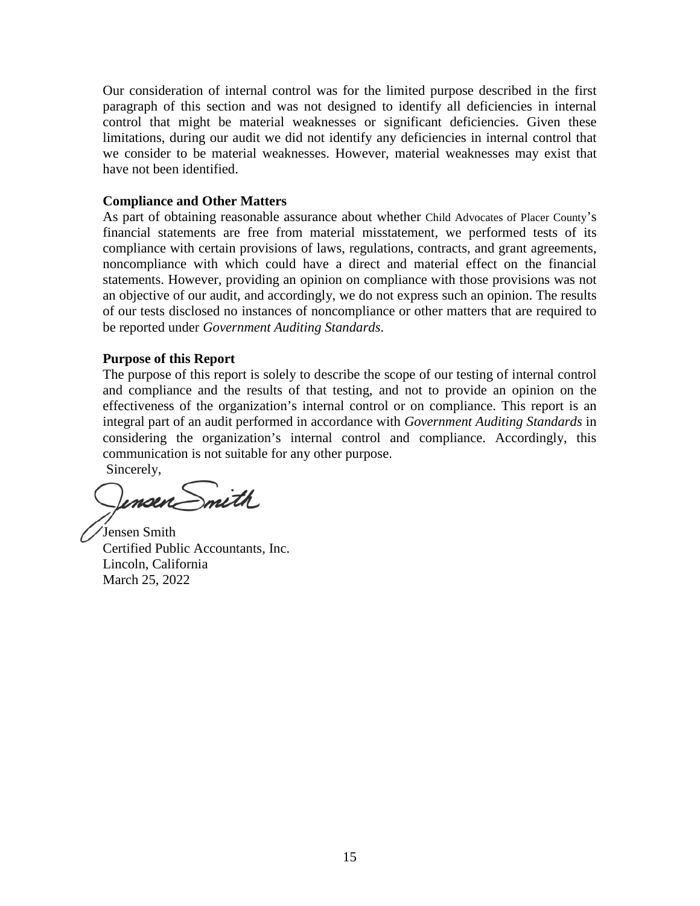Our consideration of internal control was for the limited purpose described in the first paragraph of this section and was not designed to identify all deficiencies in internal control that might be material weaknesses or significant deficiencies. Given these limitations, during our audit we did not identify any deficiencies in internal control that we consider to be material weaknesses. However, material weaknesses may exist that have not been identified.

**Compliance and Other Matters**

As part of obtaining reasonable assurance about whether Child Advocates of Placer County's financial statements are free from material misstatement, we performed tests of its compliance with certain provisions of laws, regulations, contracts, and grant agreements, noncompliance with which could have a direct and material effect on the financial statements. However, providing an opinion on compliance with those provisions was not an objective of our audit, and accordingly, we do not express such an opinion. The results of our tests disclosed no instances of noncompliance or other matters that are required to be reported under *Government Auditing Standards*.

**Purpose of this Report**

The purpose of this report is solely to describe the scope of our testing of internal control and compliance and the results of that testing, and not to provide an opinion on the effectiveness of the organization's internal control or on compliance. This report is an integral part of an audit performed in accordance with *Government Auditing Standards* in considering the organization's internal control and compliance. Accordingly, this communication is not suitable for any other purpose.

Sincerely,

Jensen Smith
Certified Public Accountants, Inc.
Lincoln, California
March 25, 2022